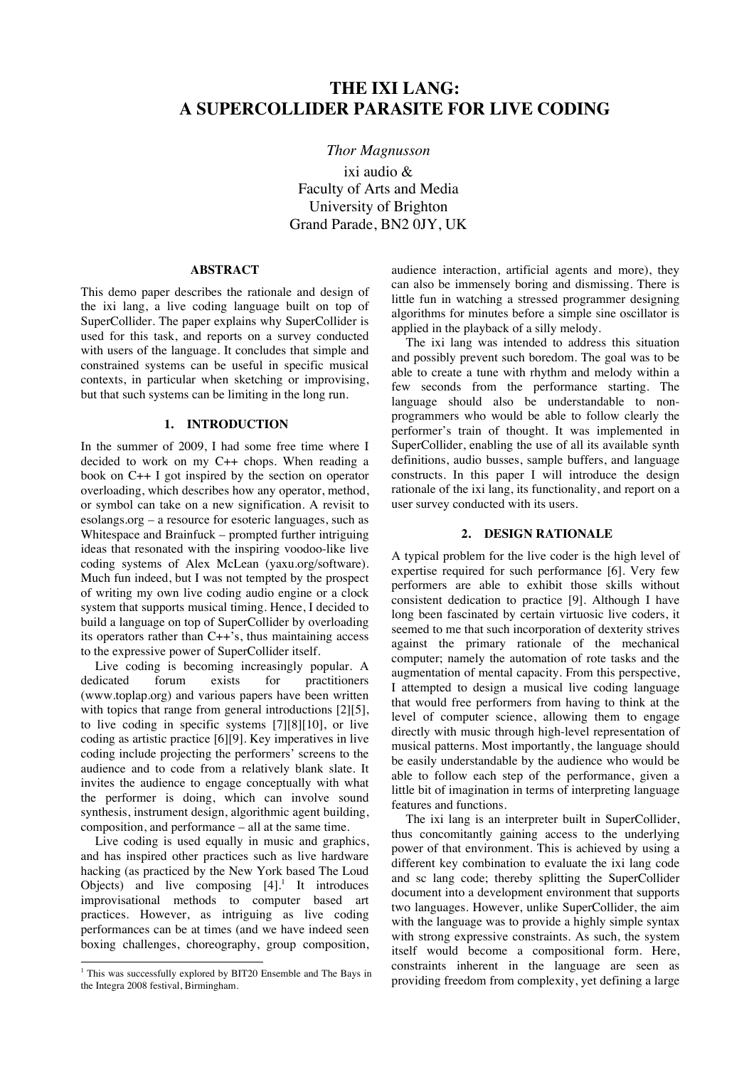# THE IXI LANG: A SUPERCOLLIDER PARASITE FOR LIVE CODING

*Thor Magnusson*

ixi audio &
Faculty of Arts and Media
University of Brighton
Grand Parade, BN2 0JY, UK

## ABSTRACT

This demo paper describes the rationale and design of the ixi lang, a live coding language built on top of SuperCollider. The paper explains why SuperCollider is used for this task, and reports on a survey conducted with users of the language. It concludes that simple and constrained systems can be useful in specific musical contexts, in particular when sketching or improvising, but that such systems can be limiting in the long run.

## 1. INTRODUCTION

In the summer of 2009, I had some free time where I decided to work on my C++ chops. When reading a book on C++ I got inspired by the section on operator overloading, which describes how any operator, method, or symbol can take on a new signification. A revisit to esolangs.org – a resource for esoteric languages, such as Whitespace and Brainfuck – prompted further intriguing ideas that resonated with the inspiring voodoo-like live coding systems of Alex McLean (yaxu.org/software). Much fun indeed, but I was not tempted by the prospect of writing my own live coding audio engine or a clock system that supports musical timing. Hence, I decided to build a language on top of SuperCollider by overloading its operators rather than C++'s, thus maintaining access to the expressive power of SuperCollider itself.

Live coding is becoming increasingly popular. A dedicated forum exists for practitioners (www.toplap.org) and various papers have been written with topics that range from general introductions [2][5], to live coding in specific systems [7][8][10], or live coding as artistic practice [6][9]. Key imperatives in live coding include projecting the performers' screens to the audience and to code from a relatively blank slate. It invites the audience to engage conceptually with what the performer is doing, which can involve sound synthesis, instrument design, algorithmic agent building, composition, and performance – all at the same time.

Live coding is used equally in music and graphics, and has inspired other practices such as live hardware hacking (as practiced by the New York based The Loud Objects) and live composing [4].[1] It introduces improvisational methods to computer based art practices. However, as intriguing as live coding performances can be at times (and we have indeed seen boxing challenges, choreography, group composition, audience interaction, artificial agents and more), they can also be immensely boring and dismissing. There is little fun in watching a stressed programmer designing algorithms for minutes before a simple sine oscillator is applied in the playback of a silly melody.

The ixi lang was intended to address this situation and possibly prevent such boredom. The goal was to be able to create a tune with rhythm and melody within a few seconds from the performance starting. The language should also be understandable to non-programmers who would be able to follow clearly the performer's train of thought. It was implemented in SuperCollider, enabling the use of all its available synth definitions, audio busses, sample buffers, and language constructs. In this paper I will introduce the design rationale of the ixi lang, its functionality, and report on a user survey conducted with its users.

## 2. DESIGN RATIONALE

A typical problem for the live coder is the high level of expertise required for such performance [6]. Very few performers are able to exhibit those skills without consistent dedication to practice [9]. Although I have long been fascinated by certain virtuosic live coders, it seemed to me that such incorporation of dexterity strives against the primary rationale of the mechanical computer; namely the automation of rote tasks and the augmentation of mental capacity. From this perspective, I attempted to design a musical live coding language that would free performers from having to think at the level of computer science, allowing them to engage directly with music through high-level representation of musical patterns. Most importantly, the language should be easily understandable by the audience who would be able to follow each step of the performance, given a little bit of imagination in terms of interpreting language features and functions.

The ixi lang is an interpreter built in SuperCollider, thus concomitantly gaining access to the underlying power of that environment. This is achieved by using a different key combination to evaluate the ixi lang code and sc lang code; thereby splitting the SuperCollider document into a development environment that supports two languages. However, unlike SuperCollider, the aim with the language was to provide a highly simple syntax with strong expressive constraints. As such, the system itself would become a compositional form. Here, constraints inherent in the language are seen as providing freedom from complexity, yet defining a large

[1] This was successfully explored by BIT20 Ensemble and The Bays in the Integra 2008 festival, Birmingham.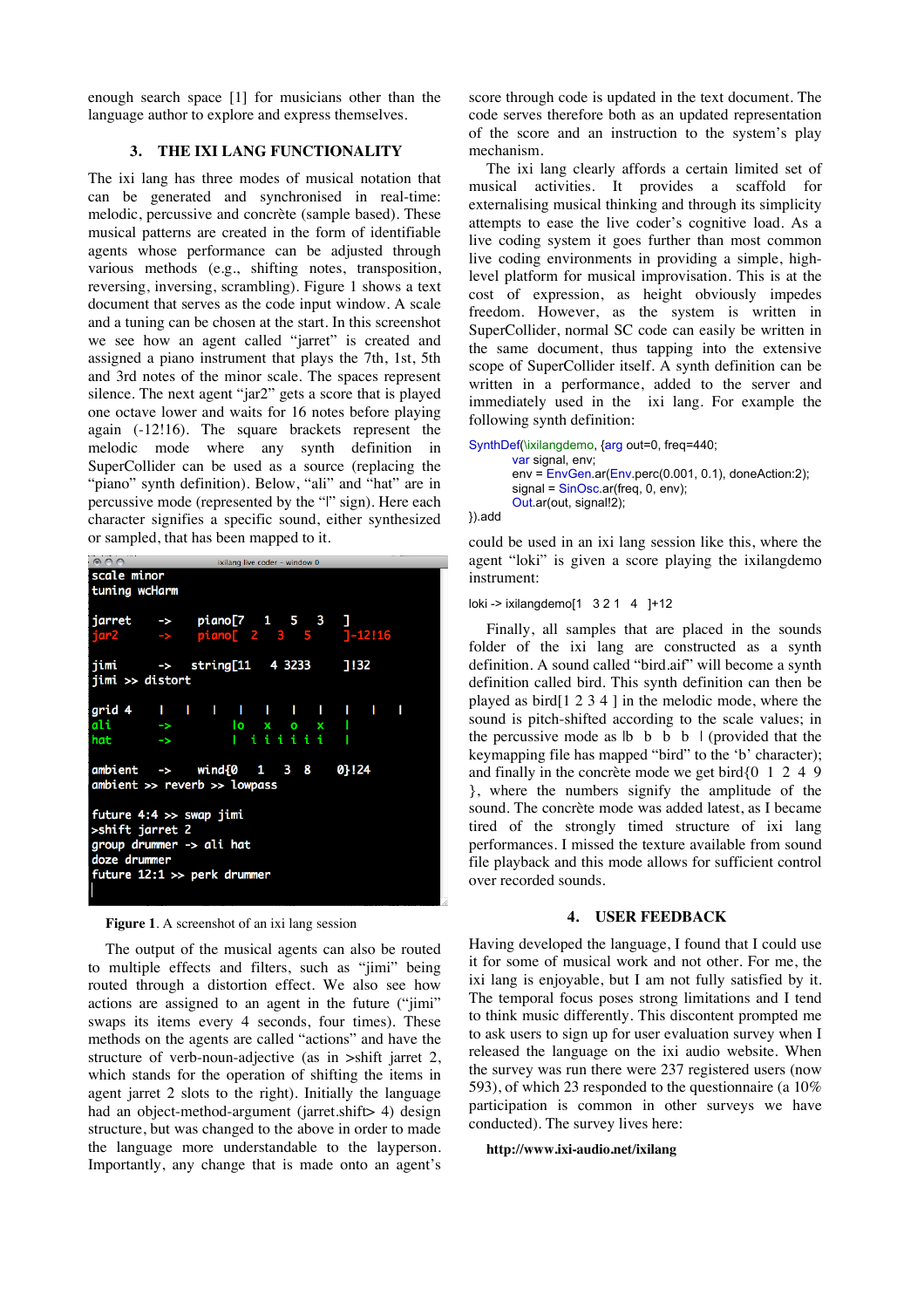enough search space [1] for musicians other than the language author to explore and express themselves.

## 3. THE IXI LANG FUNCTIONALITY

The ixi lang has three modes of musical notation that can be generated and synchronised in real-time: melodic, percussive and concrète (sample based). These musical patterns are created in the form of identifiable agents whose performance can be adjusted through various methods (e.g., shifting notes, transposition, reversing, inversing, scrambling). Figure 1 shows a text document that serves as the code input window. A scale and a tuning can be chosen at the start. In this screenshot we see how an agent called "jarret" is created and assigned a piano instrument that plays the 7th, 1st, 5th and 3rd notes of the minor scale. The spaces represent silence. The next agent "jar2" gets a score that is played one octave lower and waits for 16 notes before playing again (-12!16). The square brackets represent the melodic mode where any synth definition in SuperCollider can be used as a source (replacing the "piano" synth definition). Below, "ali" and "hat" are in percussive mode (represented by the "|" sign). Here each character signifies a specific sound, either synthesized or sampled, that has been mapped to it.

```
scale minor
tuning wcHarm

jarret     ->    piano[7    1   5   3    ]
jar2       ->    piano[  2    3    5      ]-12!16

jimi       ->    string[11    4 3233      ]!32
jimi >> distort

grid 4     |     |     |     |     |     |     |     |     |     |
ali        ->         lo    x    o    x    |
hat        ->         |   i  i  i  i  i  i    |

ambient    ->    wind{0    1    3  8     0}!24
ambient >> reverb >> lowpass

future 4:4 >> swap jimi
>shift jarret 2
group drummer -> ali hat
doze drummer
future 12:1 >> perk drummer
```

**Figure 1**. A screenshot of an ixi lang session

The output of the musical agents can also be routed to multiple effects and filters, such as "jimi" being routed through a distortion effect. We also see how actions are assigned to an agent in the future ("jimi" swaps its items every 4 seconds, four times). These methods on the agents are called "actions" and have the structure of verb-noun-adjective (as in >shift jarret 2, which stands for the operation of shifting the items in agent jarret 2 slots to the right). Initially the language had an object-method-argument (jarret.shift> 4) design structure, but was changed to the above in order to make the language more understandable to the layperson. Importantly, any change that is made onto an agent's score through code is updated in the text document. The code serves therefore both as an updated representation of the score and an instruction to the system's play mechanism.

The ixi lang clearly affords a certain limited set of musical activities. It provides a scaffold for externalising musical thinking and through its simplicity attempts to ease the live coder's cognitive load. As a live coding system it goes further than most common live coding environments in providing a simple, high-level platform for musical improvisation. This is at the cost of expression, as height obviously impedes freedom. However, as the system is written in SuperCollider, normal SC code can easily be written in the same document, thus tapping into the extensive scope of SuperCollider itself. A synth definition can be written in a performance, added to the server and immediately used in the ixi lang. For example the following synth definition:

```
SynthDef(\ixilangdemo, {arg out=0, freq=440;
        var signal, env;
        env = EnvGen.ar(Env.perc(0.001, 0.1), doneAction:2);
        signal = SinOsc.ar(freq, 0, env);
        Out.ar(out, signal!2);
}).add
```

could be used in an ixi lang session like this, where the agent "loki" is given a score playing the ixilangdemo instrument:

```
loki -> ixilangdemo[1   3 2 1   4   ]+12
```

Finally, all samples that are placed in the sounds folder of the ixi lang are constructed as a synth definition. A sound called "bird.aif" will become a synth definition called bird. This synth definition can then be played as bird[1 2 3 4 ] in the melodic mode, where the sound is pitch-shifted according to the scale values; in the percussive mode as |b b b b | (provided that the keymapping file has mapped "bird" to the 'b' character); and finally in the concrète mode we get bird{0 1 2 4 9 }, where the numbers signify the amplitude of the sound. The concrète mode was added latest, as I became tired of the strongly timed structure of ixi lang performances. I missed the texture available from sound file playback and this mode allows for sufficient control over recorded sounds.

## 4. USER FEEDBACK

Having developed the language, I found that I could use it for some types of musical work and not other. For me, the ixi lang is enjoyable, but I am not fully satisfied by it. The temporal focus poses strong limitations and I tend to think music differently. This discontent prompted me to ask users to sign up for user evaluation survey when I released the language on the ixi audio website. When the survey was run there were 237 registered users (now 593), of which 23 responded to the questionnaire (a 10% participation is common in other surveys we have conducted). The survey lives here:

**http://www.ixi-audio.net/ixilang**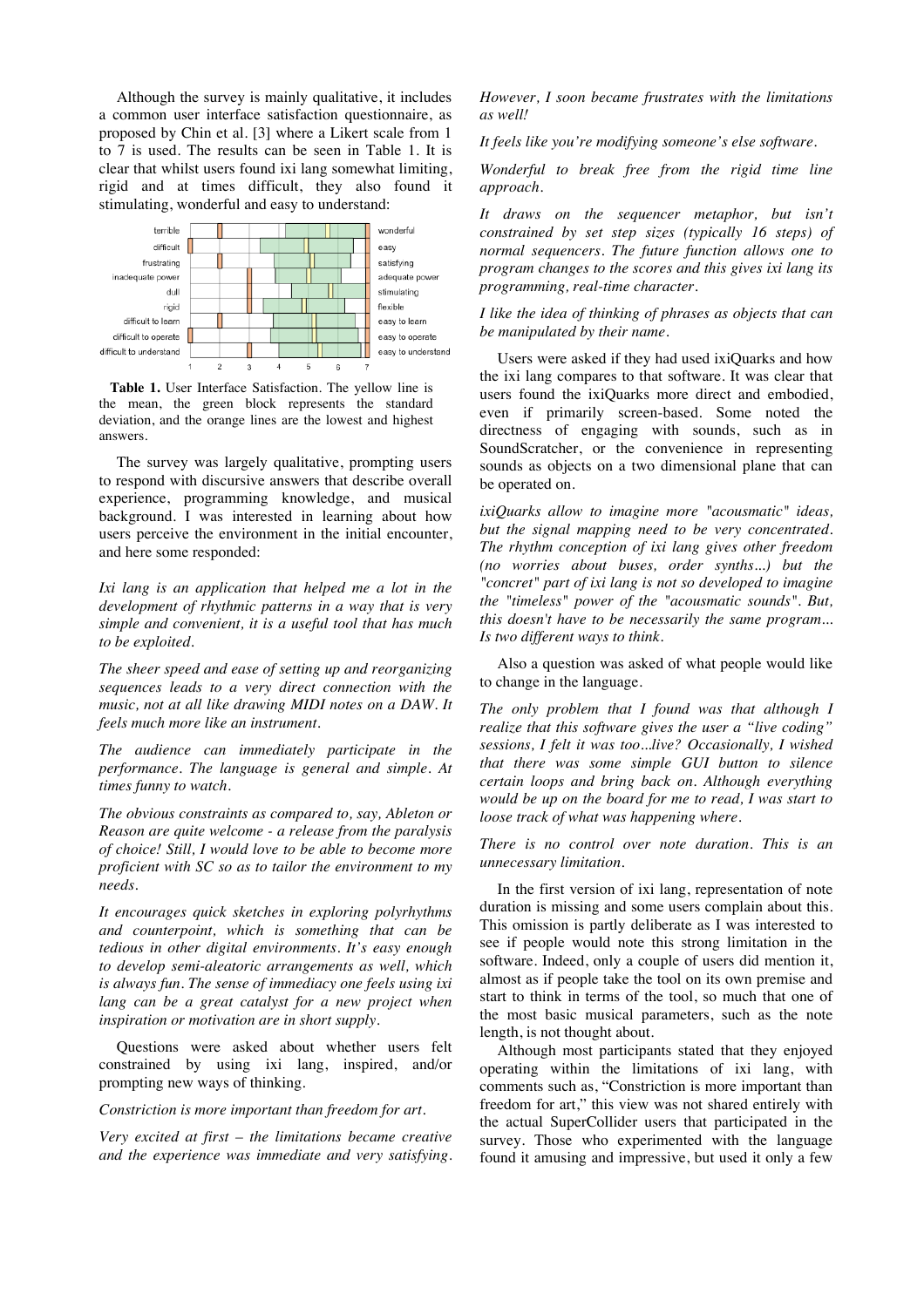Although the survey is mainly qualitative, it includes a common user interface satisfaction questionnaire, as proposed by Chin et al. [3] where a Likert scale from 1 to 7 is used. The results can be seen in Table 1. It is clear that whilst users found ixi lang somewhat limiting, rigid and at times difficult, they also found it stimulating, wonderful and easy to understand:

| 1 | 7 |
|---|---|
| terrible | wonderful |
| difficult | easy |
| frustrating | satisfying |
| inadequate power | adequate power |
| dull | stimulating |
| rigid | flexible |
| difficult to learn | easy to learn |
| difficult to operate | easy to operate |
| difficult to understand | easy to understand |

**Table 1.** User Interface Satisfaction. The yellow line is the mean, the green block represents the standard deviation, and the orange lines are the lowest and highest answers.

The survey was largely qualitative, prompting users to respond with discursive answers that describe overall experience, programming knowledge, and musical background. I was interested in learning about how users perceive the environment in the initial encounter, and here some responded:

*Ixi lang is an application that helped me a lot in the development of rhythmic patterns in a way that is very simple and convenient, it is a useful tool that has much to be exploited.*

*The sheer speed and ease of setting up and reorganizing sequences leads to a very direct connection with the music, not at all like drawing MIDI notes on a DAW. It feels much more like an instrument.*

*The audience can immediately participate in the performance. The language is general and simple. At times funny to watch.*

*The obvious constraints as compared to, say, Ableton or Reason are quite welcome - a release from the paralysis of choice! Still, I would love to be able to become more proficient with SC so as to tailor the environment to my needs.*

*It encourages quick sketches in exploring polyrhythms and counterpoint, which is something that can be tedious in other digital environments. It's easy enough to develop semi-aleatoric arrangements as well, which is always fun. The sense of immediacy one feels using ixi lang can be a great catalyst for a new project when inspiration or motivation are in short supply.*

Questions were asked about whether users felt constrained by using ixi lang, inspired, and/or prompting new ways of thinking.

*Constriction is more important than freedom for art.*

*Very excited at first – the limitations became creative and the experience was immediate and very satisfying. However, I soon became frustrates with the limitations as well!*

*It feels like you're modifying someone's else software.*

*Wonderful to break free from the rigid time line approach.*

*It draws on the sequencer metaphor, but isn't constrained by set step sizes (typically 16 steps) of normal sequencers. The future function allows one to program changes to the scores and this gives ixi lang its programming, real-time character.*

*I like the idea of thinking of phrases as objects that can be manipulated by their name.*

Users were asked if they had used ixiQuarks and how the ixi lang compares to that software. It was clear that users found the ixiQuarks more direct and embodied, even if primarily screen-based. Some noted the directness of engaging with sounds, such as in SoundScratcher, or the convenience in representing sounds as objects on a two dimensional plane that can be operated on.

*ixiQuarks allow to imagine more "acousmatic" ideas, but the signal mapping need to be very concentrated. The rhythm conception of ixi lang gives other freedom (no worries about buses, order synths...) but the "concret" part of ixi lang is not so developed to imagine the "timeless" power of the "acousmatic sounds". But, this doesn't have to be necessarily the same program... Is two different ways to think.*

Also a question was asked of what people would like to change in the language.

*The only problem that I found was that although I realize that this software gives the user a "live coding" sessions, I felt it was too...live? Occasionally, I wished that there was some simple GUI button to silence certain loops and bring back on. Although everything would be up on the board for me to read, I was start to loose track of what was happening where.*

*There is no control over note duration. This is an unnecessary limitation.*

In the first version of ixi lang, representation of note duration is missing and some users complain about this. This omission is partly deliberate as I was interested to see if people would note this strong limitation in the software. Indeed, only a couple of users did mention it, almost as if people take the tool on its own premise and start to think in terms of the tool, so much that one of the most basic musical parameters, such as the note length, is not thought about.

Although most participants stated that they enjoyed operating within the limitations of ixi lang, with comments such as, "Constriction is more important than freedom for art," this view was not shared entirely with the actual SuperCollider users that participated in the survey. Those who experimented with the language found it amusing and impressive, but used it only a few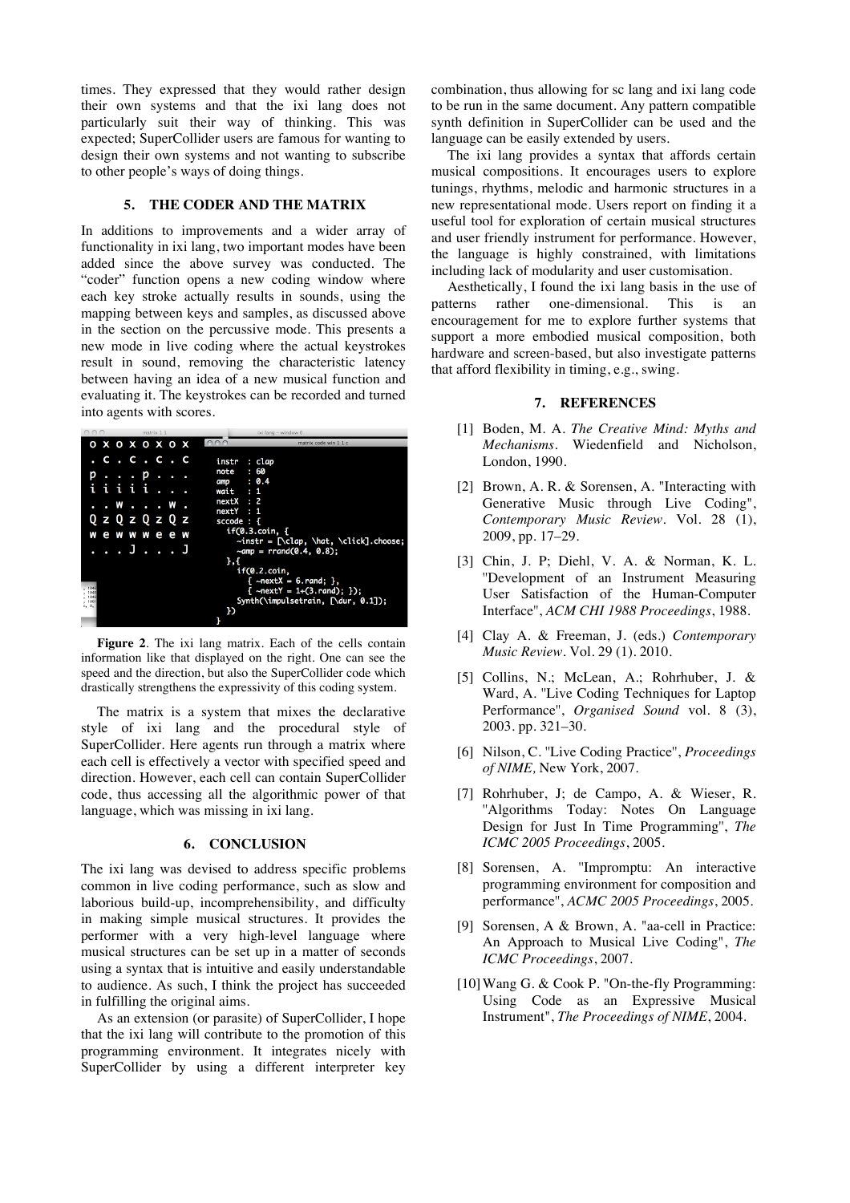times. They expressed that they would rather design their own systems and that the ixi lang does not particularly suit their way of thinking. This was expected; SuperCollider users are famous for wanting to design their own systems and not wanting to subscribe to other people's ways of doing things.

## 5. THE CODER AND THE MATRIX

In additions to improvements and a wider array of functionality in ixi lang, two important modes have been added since the above survey was conducted. The "coder" function opens a new coding window where each key stroke actually results in sounds, using the mapping between keys and samples, as discussed above in the section on the percussive mode. This presents a new mode in live coding where the actual keystrokes result in sound, removing the characteristic latency between having an idea of a new musical function and evaluating it. The keystrokes can be recorded and turned into agents with scores.

**Figure 2**. The ixi lang matrix. Each of the cells contain information like that displayed on the right. One can see the speed and the direction, but also the SuperCollider code which drastically strengthens the expressivity of this coding system.

The matrix is a system that mixes the declarative style of ixi lang and the procedural style of SuperCollider. Here agents run through a matrix where each cell is effectively a vector with specified speed and direction. However, each cell can contain SuperCollider code, thus accessing all the algorithmic power of that language, which was missing in ixi lang.

## 6. CONCLUSION

The ixi lang was devised to address specific problems common in live coding performance, such as slow and laborious build-up, incomprehensibility, and difficulty in making simple musical structures. It provides the performer with a very high-level language where musical structures can be set up in a matter of seconds using a syntax that is intuitive and easily understandable to audience. As such, I think the project has succeeded in fulfilling the original aims.

As an extension (or parasite) of SuperCollider, I hope that the ixi lang will contribute to the promotion of this programming environment. It integrates nicely with SuperCollider by using a different interpreter key combination, thus allowing for sc lang and ixi lang code to be run in the same document. Any pattern compatible synth definition in SuperCollider can be used and the language can be easily extended by users.

The ixi lang provides a syntax that affords certain musical compositions. It encourages users to explore tunings, rhythms, melodic and harmonic structures in a new representational mode. Users report on finding it a useful tool for exploration of certain musical structures and user friendly instrument for performance. However, the language is highly constrained, with limitations including lack of modularity and user customisation.

Aesthetically, I found the ixi lang basis in the use of patterns rather one-dimensional. This is an encouragement for me to explore further systems that support a more embodied musical composition, both hardware and screen-based, but also investigate patterns that afford flexibility in timing, e.g., swing.

## 7. REFERENCES

[1] Boden, M. A. *The Creative Mind: Myths and Mechanisms*. Wiedenfield and Nicholson, London, 1990.

[2] Brown, A. R. & Sorensen, A. "Interacting with Generative Music through Live Coding", *Contemporary Music Review*. Vol. 28 (1), 2009, pp. 17–29.

[3] Chin, J. P; Diehl, V. A. & Norman, K. L. "Development of an Instrument Measuring User Satisfaction of the Human-Computer Interface", *ACM CHI 1988 Proceedings*, 1988.

[4] Clay A. & Freeman, J. (eds.) *Contemporary Music Review*. Vol. 29 (1). 2010.

[5] Collins, N.; McLean, A.; Rohrhuber, J. & Ward, A. "Live Coding Techniques for Laptop Performance", *Organised Sound* vol. 8 (3), 2003. pp. 321–30.

[6] Nilson, C. "Live Coding Practice", *Proceedings of NIME,* New York, 2007.

[7] Rohrhuber, J; de Campo, A. & Wieser, R. "Algorithms Today: Notes On Language Design for Just In Time Programming", *The ICMC 2005 Proceedings*, 2005.

[8] Sorensen, A. "Impromptu: An interactive programming environment for composition and performance", *ACMC 2005 Proceedings*, 2005.

[9] Sorensen, A & Brown, A. "aa-cell in Practice: An Approach to Musical Live Coding", *The ICMC Proceedings*, 2007.

[10] Wang G. & Cook P. "On-the-fly Programming: Using Code as an Expressive Musical Instrument", *The Proceedings of NIME*, 2004.